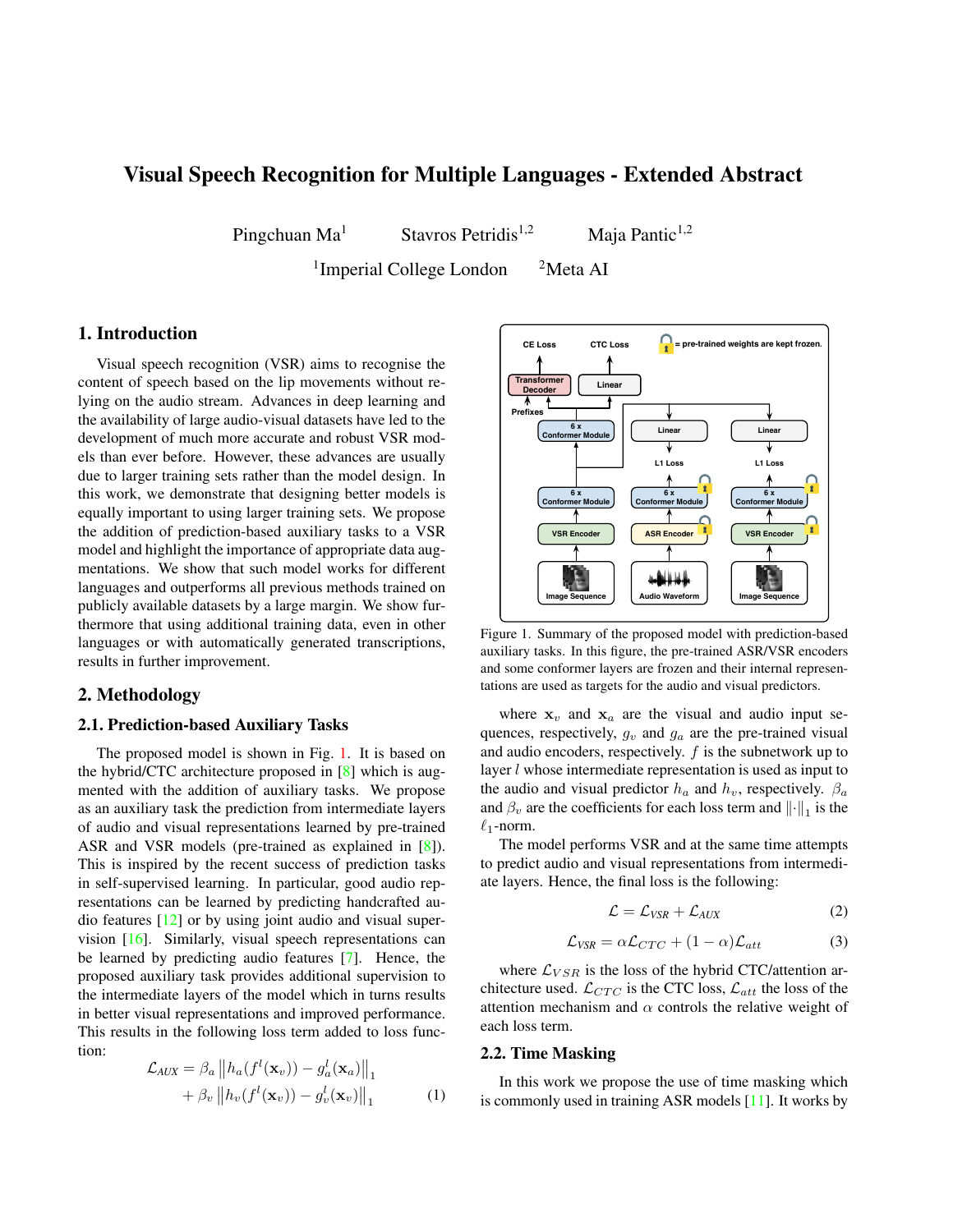# Visual Speech Recognition for Multiple Languages - Extended Abstract

Pingchuan Ma[1] Stavros Petridis[1,2] Maja Pantic[1,2]

[1]Imperial College London [2]Meta AI

## 1. Introduction

Visual speech recognition (VSR) aims to recognise the content of speech based on the lip movements without relying on the audio stream. Advances in deep learning and the availability of large audio-visual datasets have led to the development of much more accurate and robust VSR models than ever before. However, these advances are usually due to larger training sets rather than the model design. In this work, we demonstrate that designing better models is equally important to using larger training sets. We propose the addition of prediction-based auxiliary tasks to a VSR model and highlight the importance of appropriate data augmentations. We show that such model works for different languages and outperforms all previous methods trained on publicly available datasets by a large margin. We show furthermore that using additional training data, even in other languages or with automatically generated transcriptions, results in further improvement.

## 2. Methodology

### 2.1. Prediction-based Auxiliary Tasks

The proposed model is shown in Fig. 1. It is based on the hybrid/CTC architecture proposed in [8] which is augmented with the addition of auxiliary tasks. We propose as an auxiliary task the prediction from intermediate layers of audio and visual representations learned by pre-trained ASR and VSR models (pre-trained as explained in [8]). This is inspired by the recent success of prediction tasks in self-supervised learning. In particular, good audio representations can be learned by predicting handcrafted audio features [12] or by using joint audio and visual supervision [16]. Similarly, visual speech representations can be learned by predicting audio features [7]. Hence, the proposed auxiliary task provides additional supervision to the intermediate layers of the model which in turns results in better visual representations and improved performance. This results in the following loss term added to loss function:

$$
\begin{aligned}
\mathcal{L}_{AUX} = \beta_a \left\| h_a(f^l(\mathbf{x}_v)) - g_a^l(\mathbf{x}_a) \right\|_1 \\
+ \beta_v \left\| h_v(f^l(\mathbf{x}_v)) - g_v^l(\mathbf{x}_v) \right\|_1
\end{aligned}
\tag{1}
$$

Figure 1. Summary of the proposed model with prediction-based auxiliary tasks. In this figure, the pre-trained ASR/VSR encoders and some conformer layers are frozen and their internal representations are used as targets for the audio and visual predictors.

where $\mathbf{x}_v$ and $\mathbf{x}_a$ are the visual and audio input sequences, respectively, $g_v$ and $g_a$ are the pre-trained visual and audio encoders, respectively. $f$ is the subnetwork up to layer $l$ whose intermediate representation is used as input to the audio and visual predictor $h_a$ and $h_v$, respectively. $\beta_a$ and $\beta_v$ are the coefficients for each loss term and $\|\cdot\|_1$ is the $\ell_1$-norm.

The model performs VSR and at the same time attempts to predict audio and visual representations from intermediate layers. Hence, the final loss is the following:

$$
\mathcal{L} = \mathcal{L}_{VSR} + \mathcal{L}_{AUX} \tag{2}
$$

$$
\mathcal{L}_{VSR} = \alpha \mathcal{L}_{CTC} + (1-\alpha)\mathcal{L}_{att} \tag{3}
$$

where $\mathcal{L}_{VSR}$ is the loss of the hybrid CTC/attention architecture used. $\mathcal{L}_{CTC}$ is the CTC loss, $\mathcal{L}_{att}$ the loss of the attention mechanism and $\alpha$ controls the relative weight of each loss term.

### 2.2. Time Masking

In this work we propose the use of time masking which is commonly used in training ASR models [11]. It works by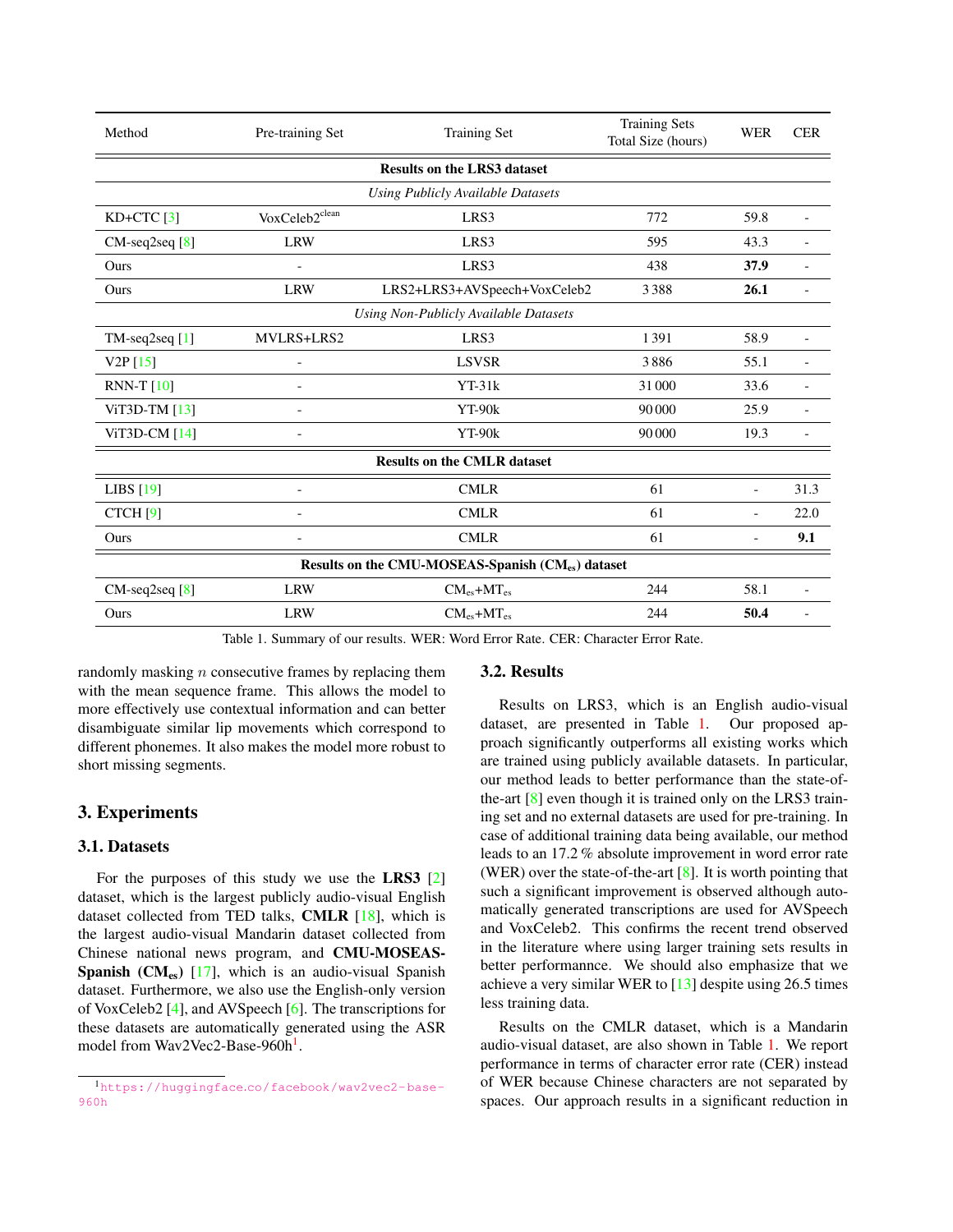| Method | Pre-training Set | Training Set | Training Sets Total Size (hours) | WER | CER |
|---|---|---|---|---|---|
| **Results on the LRS3 dataset** | | | | | |
| *Using Publicly Available Datasets* | | | | | |
| KD+CTC [3] | VoxCeleb2$^{clean}$ | LRS3 | 772 | 59.8 | - |
| CM-seq2seq [8] | LRW | LRS3 | 595 | 43.3 | - |
| Ours | - | LRS3 | 438 | **37.9** | - |
| Ours | LRW | LRS2+LRS3+AVSpeech+VoxCeleb2 | 3 388 | **26.1** | - |
| *Using Non-Publicly Available Datasets* | | | | | |
| TM-seq2seq [1] | MVLRS+LRS2 | LRS3 | 1 391 | 58.9 | - |
| V2P [15] | - | LSVSR | 3 886 | 55.1 | - |
| RNN-T [10] | - | YT-31k | 31 000 | 33.6 | - |
| ViT3D-TM [13] | - | YT-90k | 90 000 | 25.9 | - |
| ViT3D-CM [14] | - | YT-90k | 90 000 | 19.3 | - |
| **Results on the CMLR dataset** | | | | | |
| LIBS [19] | - | CMLR | 61 | - | 31.3 |
| CTCH [9] | - | CMLR | 61 | - | 22.0 |
| Ours | - | CMLR | 61 | - | **9.1** |
| **Results on the CMU-MOSEAS-Spanish ($CM_{es}$) dataset** | | | | | |
| CM-seq2seq [8] | LRW | $CM_{es}$+$MT_{es}$ | 244 | 58.1 | - |
| Ours | LRW | $CM_{es}$+$MT_{es}$ | 244 | **50.4** | - |

Table 1. Summary of our results. WER: Word Error Rate. CER: Character Error Rate.

randomly masking $n$ consecutive frames by replacing them with the mean sequence frame. This allows the model to more effectively use contextual information and can better disambiguate similar lip movements which correspond to different phonemes. It also makes the model more robust to short missing segments.

## 3. Experiments

### 3.1. Datasets

For the purposes of this study we use the **LRS3** [2] dataset, which is the largest publicly audio-visual English dataset collected from TED talks, **CMLR** [18], which is the largest audio-visual Mandarin dataset collected from Chinese national news program, and **CMU-MOSEAS-Spanish ($CM_{es}$)** [17], which is an audio-visual Spanish dataset. Furthermore, we also use the English-only version of VoxCeleb2 [4], and AVSpeech [6]. The transcriptions for these datasets are automatically generated using the ASR model from Wav2Vec2-Base-960h[1].

[1] https://huggingface.co/facebook/wav2vec2-base-960h

### 3.2. Results

Results on LRS3, which is an English audio-visual dataset, are presented in Table 1. Our proposed approach significantly outperforms all existing works which are trained using publicly available datasets. In particular, our method leads to better performance than the state-of-the-art [8] even though it is trained only on the LRS3 training set and no external datasets are used for pre-training. In case of additional training data being available, our method leads to an 17.2 % absolute improvement in word error rate (WER) over the state-of-the-art [8]. It is worth pointing that such a significant improvement is observed although automatically generated transcriptions are used for AVSpeech and VoxCeleb2. This confirms the recent trend observed in the literature where using larger training sets results in better performannce. We should also emphasize that we achieve a very similar WER to [13] despite using 26.5 times less training data.

Results on the CMLR dataset, which is a Mandarin audio-visual dataset, are also shown in Table 1. We report performance in terms of character error rate (CER) instead of WER because Chinese characters are not separated by spaces. Our approach results in a significant reduction in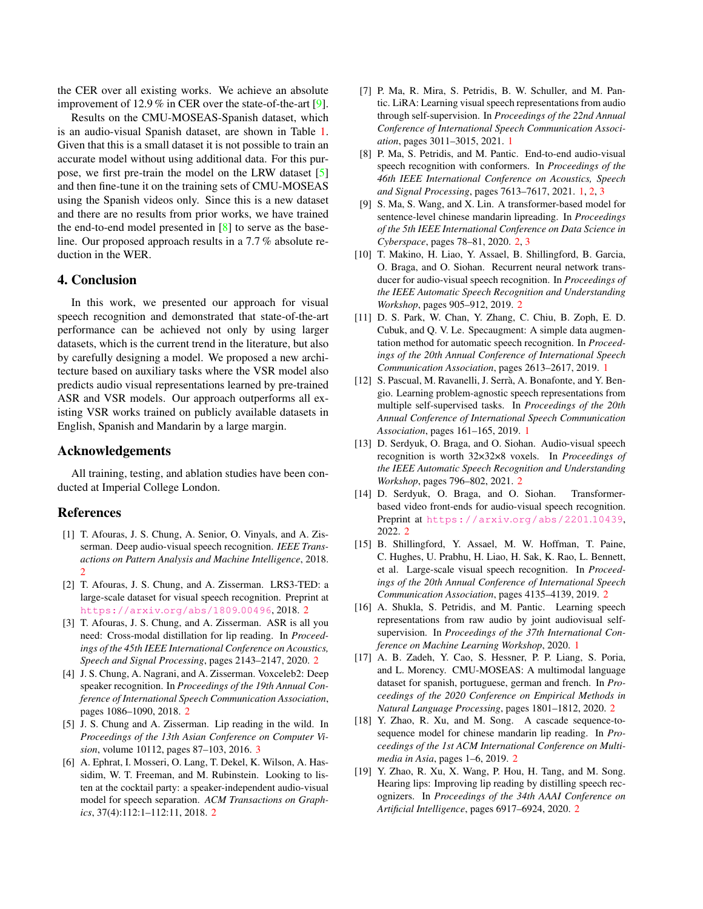the CER over all existing works. We achieve an absolute improvement of 12.9 % in CER over the state-of-the-art [9].

Results on the CMU-MOSEAS-Spanish dataset, which is an audio-visual Spanish dataset, are shown in Table 1. Given that this is a small dataset it is not possible to train an accurate model without using additional data. For this purpose, we first pre-train the model on the LRW dataset [5] and then fine-tune it on the training sets of CMU-MOSEAS using the Spanish videos only. Since this is a new dataset and there are no results from prior works, we have trained the end-to-end model presented in [8] to serve as the baseline. Our proposed approach results in a 7.7 % absolute reduction in the WER.

## 4. Conclusion

In this work, we presented our approach for visual speech recognition and demonstrated that state-of-the-art performance can be achieved not only by using larger datasets, which is the current trend in the literature, but also by carefully designing a model. We proposed a new architecture based on auxiliary tasks where the VSR model also predicts audio visual representations learned by pre-trained ASR and VSR models. Our approach outperforms all existing VSR works trained on publicly available datasets in English, Spanish and Mandarin by a large margin.

## Acknowledgements

All training, testing, and ablation studies have been conducted at Imperial College London.

## References

[1] T. Afouras, J. S. Chung, A. Senior, O. Vinyals, and A. Zisserman. Deep audio-visual speech recognition. *IEEE Transactions on Pattern Analysis and Machine Intelligence*, 2018. 2

[2] T. Afouras, J. S. Chung, and A. Zisserman. LRS3-TED: a large-scale dataset for visual speech recognition. Preprint at https://arxiv.org/abs/1809.00496, 2018. 2

[3] T. Afouras, J. S. Chung, and A. Zisserman. ASR is all you need: Cross-modal distillation for lip reading. In *Proceedings of the 45th IEEE International Conference on Acoustics, Speech and Signal Processing*, pages 2143–2147, 2020. 2

[4] J. S. Chung, A. Nagrani, and A. Zisserman. Voxceleb2: Deep speaker recognition. In *Proceedings of the 19th Annual Conference of International Speech Communication Association*, pages 1086–1090, 2018. 2

[5] J. S. Chung and A. Zisserman. Lip reading in the wild. In *Proceedings of the 13th Asian Conference on Computer Vision*, volume 10112, pages 87–103, 2016. 3

[6] A. Ephrat, I. Mosseri, O. Lang, T. Dekel, K. Wilson, A. Hassidim, W. T. Freeman, and M. Rubinstein. Looking to listen at the cocktail party: a speaker-independent audio-visual model for speech separation. *ACM Transactions on Graphics*, 37(4):112:1–112:11, 2018. 2

[7] P. Ma, R. Mira, S. Petridis, B. W. Schuller, and M. Pantic. LiRA: Learning visual speech representations from audio through self-supervision. In *Proceedings of the 22nd Annual Conference of International Speech Communication Association*, pages 3011–3015, 2021. 1

[8] P. Ma, S. Petridis, and M. Pantic. End-to-end audio-visual speech recognition with conformers. In *Proceedings of the 46th IEEE International Conference on Acoustics, Speech and Signal Processing*, pages 7613–7617, 2021. 1, 2, 3

[9] S. Ma, S. Wang, and X. Lin. A transformer-based model for sentence-level chinese mandarin lipreading. In *Proceedings of the 5th IEEE International Conference on Data Science in Cyberspace*, pages 78–81, 2020. 2, 3

[10] T. Makino, H. Liao, Y. Assael, B. Shillingford, B. Garcia, O. Braga, and O. Siohan. Recurrent neural network transducer for audio-visual speech recognition. In *Proceedings of the IEEE Automatic Speech Recognition and Understanding Workshop*, pages 905–912, 2019. 2

[11] D. S. Park, W. Chan, Y. Zhang, C. Chiu, B. Zoph, E. D. Cubuk, and Q. V. Le. Specaugment: A simple data augmentation method for automatic speech recognition. In *Proceedings of the 20th Annual Conference of International Speech Communication Association*, pages 2613–2617, 2019. 1

[12] S. Pascual, M. Ravanelli, J. Serrà, A. Bonafonte, and Y. Bengio. Learning problem-agnostic speech representations from multiple self-supervised tasks. In *Proceedings of the 20th Annual Conference of International Speech Communication Association*, pages 161–165, 2019. 1

[13] D. Serdyuk, O. Braga, and O. Siohan. Audio-visual speech recognition is worth 32×32×8 voxels. In *Proceedings of the IEEE Automatic Speech Recognition and Understanding Workshop*, pages 796–802, 2021. 2

[14] D. Serdyuk, O. Braga, and O. Siohan. Transformer-based video front-ends for audio-visual speech recognition. Preprint at https://arxiv.org/abs/2201.10439, 2022. 2

[15] B. Shillingford, Y. Assael, M. W. Hoffman, T. Paine, C. Hughes, U. Prabhu, H. Liao, H. Sak, K. Rao, L. Bennett, et al. Large-scale visual speech recognition. In *Proceedings of the 20th Annual Conference of International Speech Communication Association*, pages 4135–4139, 2019. 2

[16] A. Shukla, S. Petridis, and M. Pantic. Learning speech representations from raw audio by joint audiovisual self-supervision. In *Proceedings of the 37th International Conference on Machine Learning Workshop*, 2020. 1

[17] A. B. Zadeh, Y. Cao, S. Hessner, P. P. Liang, S. Poria, and L. Morency. CMU-MOSEAS: A multimodal language dataset for spanish, portuguese, german and french. In *Proceedings of the 2020 Conference on Empirical Methods in Natural Language Processing*, pages 1801–1812, 2020. 2

[18] Y. Zhao, R. Xu, and M. Song. A cascade sequence-to-sequence model for chinese mandarin lip reading. In *Proceedings of the 1st ACM International Conference on Multimedia in Asia*, pages 1–6, 2019. 2

[19] Y. Zhao, R. Xu, X. Wang, P. Hou, H. Tang, and M. Song. Hearing lips: Improving lip reading by distilling speech recognizers. In *Proceedings of the 34th AAAI Conference on Artificial Intelligence*, pages 6917–6924, 2020. 2